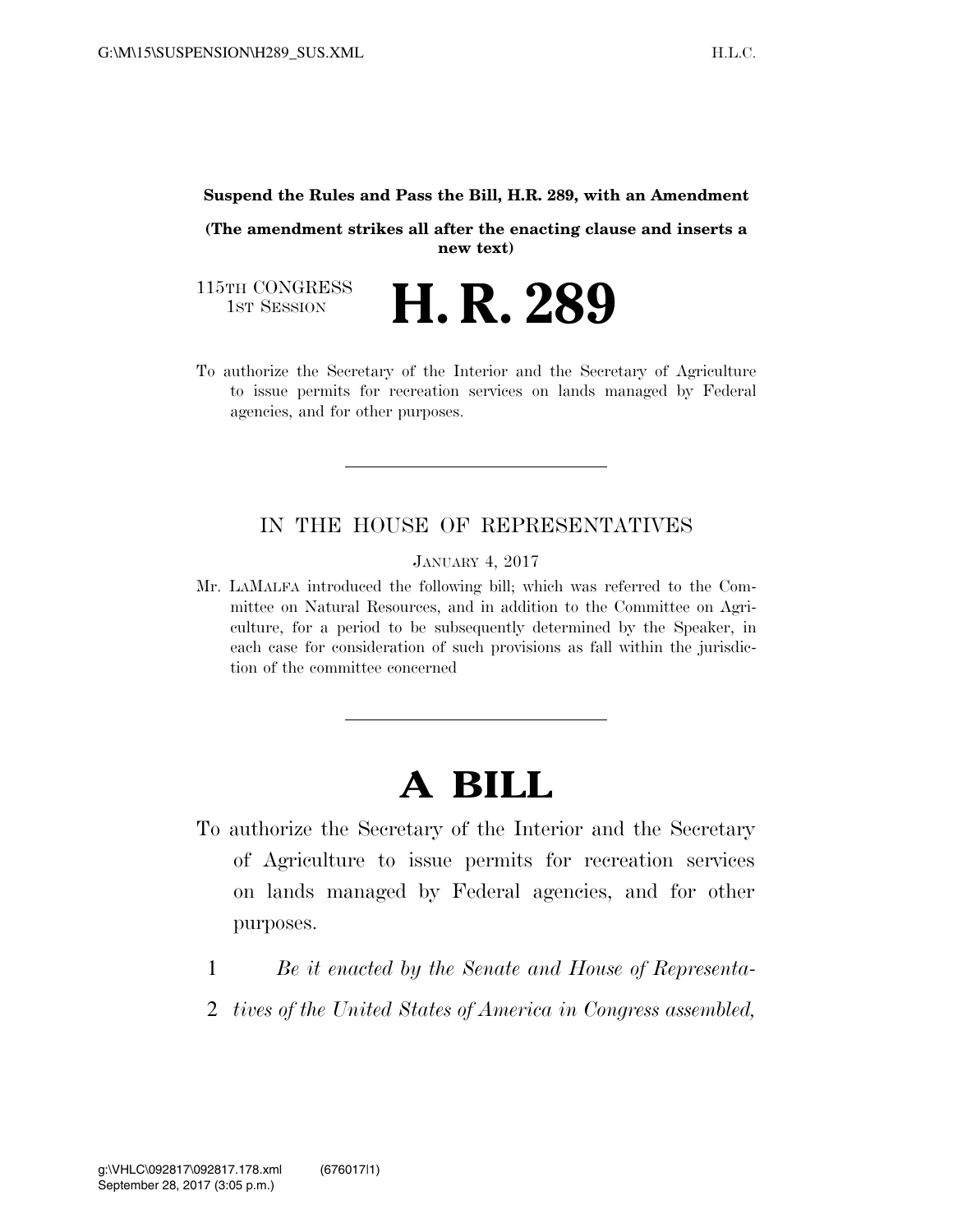**Suspend the Rules and Pass the Bill, H.R. 289, with an Amendment**

**(The amendment strikes all after the enacting clause and inserts a new text)**

115TH CONGRESS
1ST SESSION

# H. R. 289

To authorize the Secretary of the Interior and the Secretary of Agriculture to issue permits for recreation services on lands managed by Federal agencies, and for other purposes.

---

IN THE HOUSE OF REPRESENTATIVES

JANUARY 4, 2017

Mr. LAMALFA introduced the following bill; which was referred to the Committee on Natural Resources, and in addition to the Committee on Agriculture, for a period to be subsequently determined by the Speaker, in each case for consideration of such provisions as fall within the jurisdiction of the committee concerned

---

# A BILL

To authorize the Secretary of the Interior and the Secretary of Agriculture to issue permits for recreation services on lands managed by Federal agencies, and for other purposes.

1 *Be it enacted by the Senate and House of Representa-*
2 *tives of the United States of America in Congress assembled,*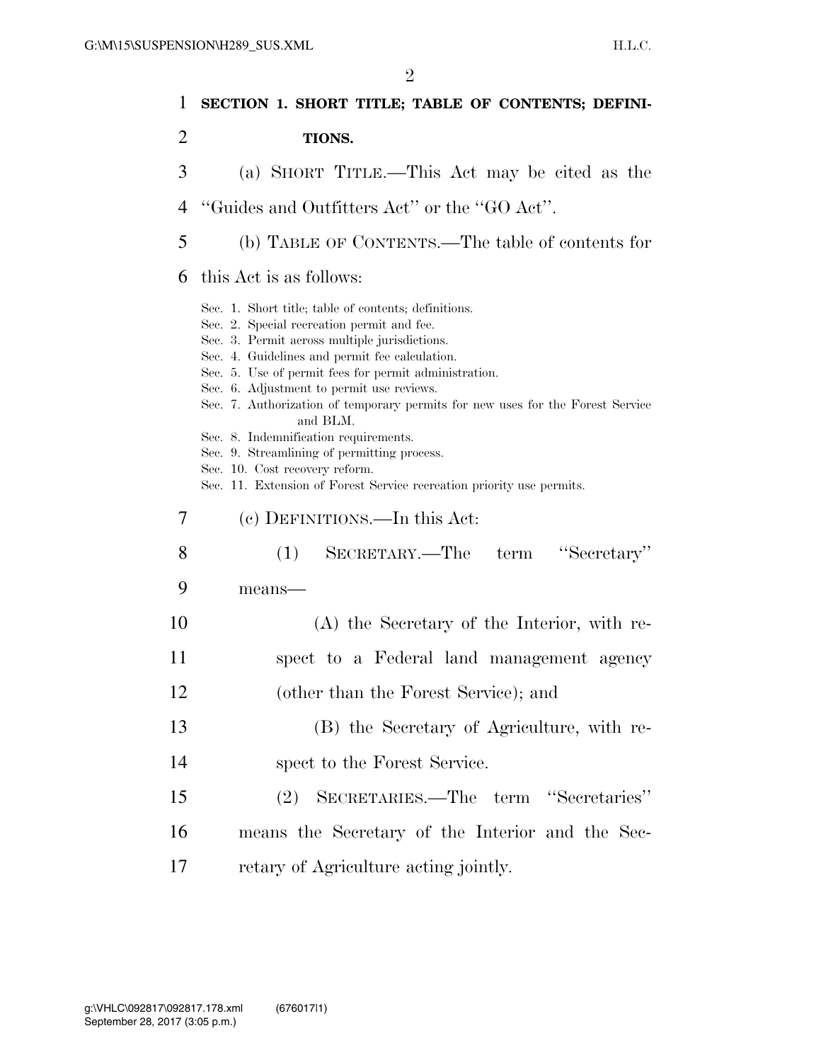**SECTION 1. SHORT TITLE; TABLE OF CONTENTS; DEFINITIONS.**

(a) SHORT TITLE.—This Act may be cited as the "Guides and Outfitters Act" or the "GO Act".

(b) TABLE OF CONTENTS.—The table of contents for this Act is as follows:

Sec. 1. Short title; table of contents; definitions.
Sec. 2. Special recreation permit and fee.
Sec. 3. Permit across multiple jurisdictions.
Sec. 4. Guidelines and permit fee calculation.
Sec. 5. Use of permit fees for permit administration.
Sec. 6. Adjustment to permit use reviews.
Sec. 7. Authorization of temporary permits for new uses for the Forest Service and BLM.
Sec. 8. Indemnification requirements.
Sec. 9. Streamlining of permitting process.
Sec. 10. Cost recovery reform.
Sec. 11. Extension of Forest Service recreation priority use permits.

(c) DEFINITIONS.—In this Act:

(1) SECRETARY.—The term "Secretary" means—

(A) the Secretary of the Interior, with respect to a Federal land management agency (other than the Forest Service); and

(B) the Secretary of Agriculture, with respect to the Forest Service.

(2) SECRETARIES.—The term "Secretaries" means the Secretary of the Interior and the Secretary of Agriculture acting jointly.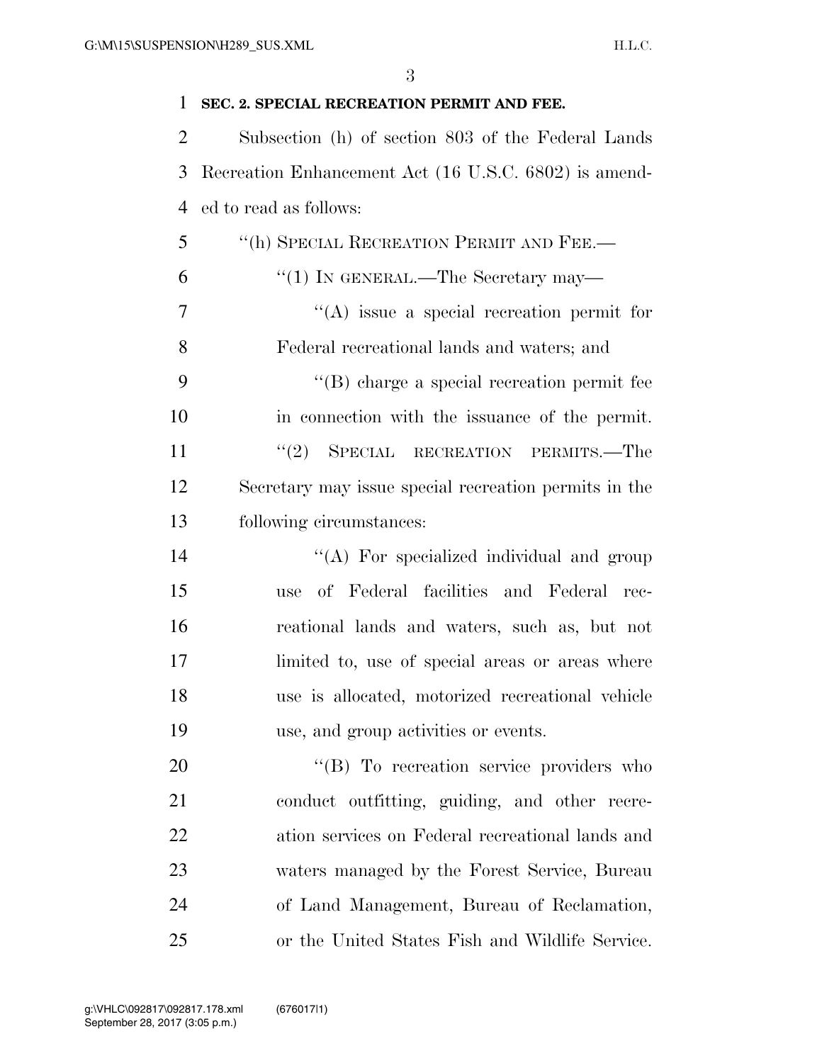**SEC. 2. SPECIAL RECREATION PERMIT AND FEE.**

Subsection (h) of section 803 of the Federal Lands Recreation Enhancement Act (16 U.S.C. 6802) is amended to read as follows:

"(h) SPECIAL RECREATION PERMIT AND FEE.—

"(1) IN GENERAL.—The Secretary may—

"(A) issue a special recreation permit for Federal recreational lands and waters; and

"(B) charge a special recreation permit fee in connection with the issuance of the permit.

"(2) SPECIAL RECREATION PERMITS.—The Secretary may issue special recreation permits in the following circumstances:

"(A) For specialized individual and group use of Federal facilities and Federal recreational lands and waters, such as, but not limited to, use of special areas or areas where use is allocated, motorized recreational vehicle use, and group activities or events.

"(B) To recreation service providers who conduct outfitting, guiding, and other recreation services on Federal recreational lands and waters managed by the Forest Service, Bureau of Land Management, Bureau of Reclamation, or the United States Fish and Wildlife Service.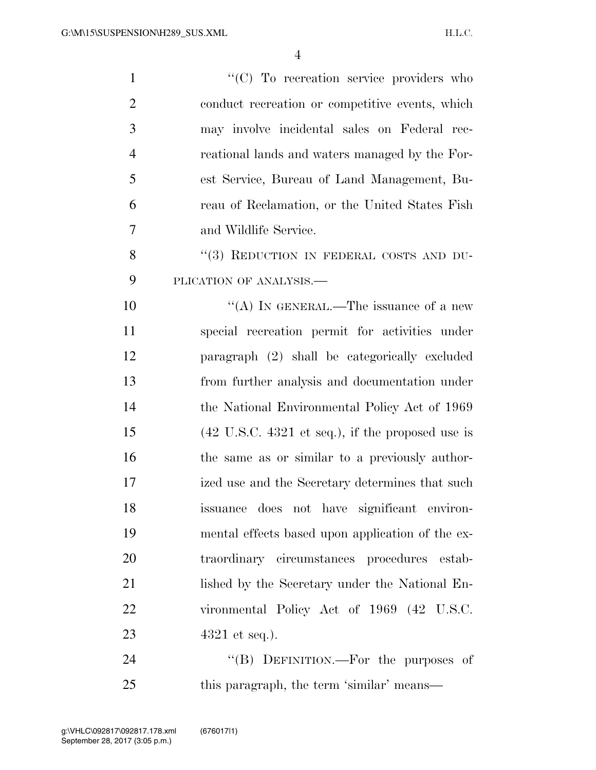"(C) To recreation service providers who conduct recreation or competitive events, which may involve incidental sales on Federal recreational lands and waters managed by the Forest Service, Bureau of Land Management, Bureau of Reclamation, or the United States Fish and Wildlife Service.

"(3) REDUCTION IN FEDERAL COSTS AND DUPLICATION OF ANALYSIS.—

"(A) IN GENERAL.—The issuance of a new special recreation permit for activities under paragraph (2) shall be categorically excluded from further analysis and documentation under the National Environmental Policy Act of 1969 (42 U.S.C. 4321 et seq.), if the proposed use is the same as or similar to a previously authorized use and the Secretary determines that such issuance does not have significant environmental effects based upon application of the extraordinary circumstances procedures established by the Secretary under the National Environmental Policy Act of 1969 (42 U.S.C. 4321 et seq.).

"(B) DEFINITION.—For the purposes of this paragraph, the term 'similar' means—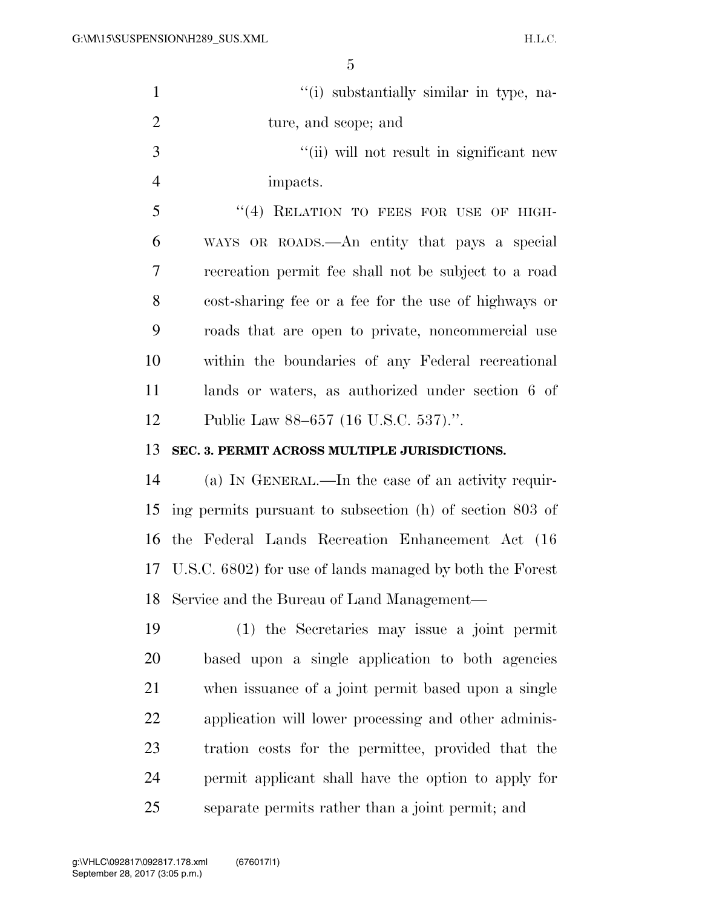''(i) substantially similar in type, nature, and scope; and

''(ii) will not result in significant new impacts.

''(4) RELATION TO FEES FOR USE OF HIGHWAYS OR ROADS.—An entity that pays a special recreation permit fee shall not be subject to a road cost-sharing fee or a fee for the use of highways or roads that are open to private, noncommercial use within the boundaries of any Federal recreational lands or waters, as authorized under section 6 of Public Law 88–657 (16 U.S.C. 537).''.

**SEC. 3. PERMIT ACROSS MULTIPLE JURISDICTIONS.**

(a) IN GENERAL.—In the case of an activity requiring permits pursuant to subsection (h) of section 803 of the Federal Lands Recreation Enhancement Act (16 U.S.C. 6802) for use of lands managed by both the Forest Service and the Bureau of Land Management—

(1) the Secretaries may issue a joint permit based upon a single application to both agencies when issuance of a joint permit based upon a single application will lower processing and other administration costs for the permittee, provided that the permit applicant shall have the option to apply for separate permits rather than a joint permit; and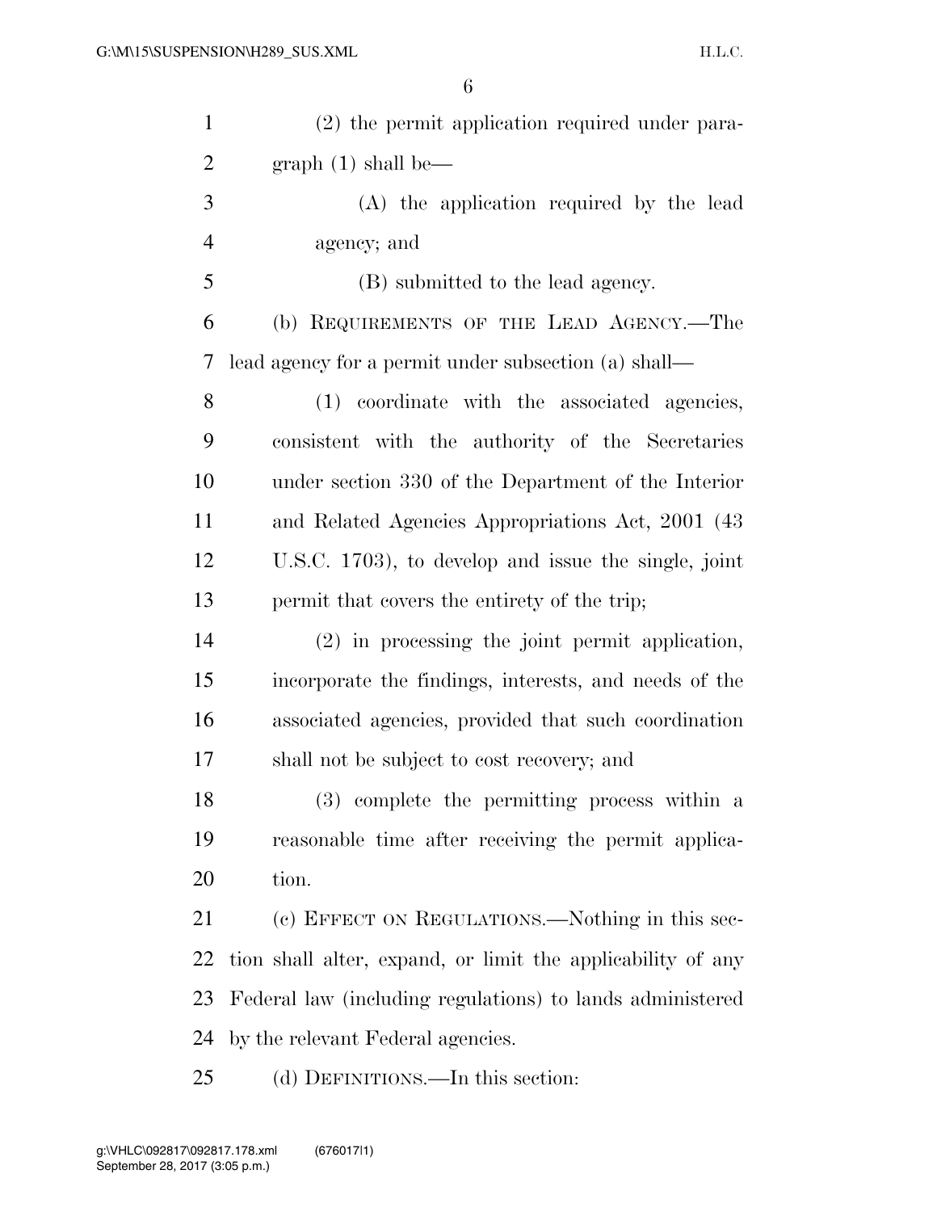(2) the permit application required under paragraph (1) shall be—

(A) the application required by the lead agency; and

(B) submitted to the lead agency.

(b) REQUIREMENTS OF THE LEAD AGENCY.—The lead agency for a permit under subsection (a) shall—

(1) coordinate with the associated agencies, consistent with the authority of the Secretaries under section 330 of the Department of the Interior and Related Agencies Appropriations Act, 2001 (43 U.S.C. 1703), to develop and issue the single, joint permit that covers the entirety of the trip;

(2) in processing the joint permit application, incorporate the findings, interests, and needs of the associated agencies, provided that such coordination shall not be subject to cost recovery; and

(3) complete the permitting process within a reasonable time after receiving the permit application.

(c) EFFECT ON REGULATIONS.—Nothing in this section shall alter, expand, or limit the applicability of any Federal law (including regulations) to lands administered by the relevant Federal agencies.

(d) DEFINITIONS.—In this section: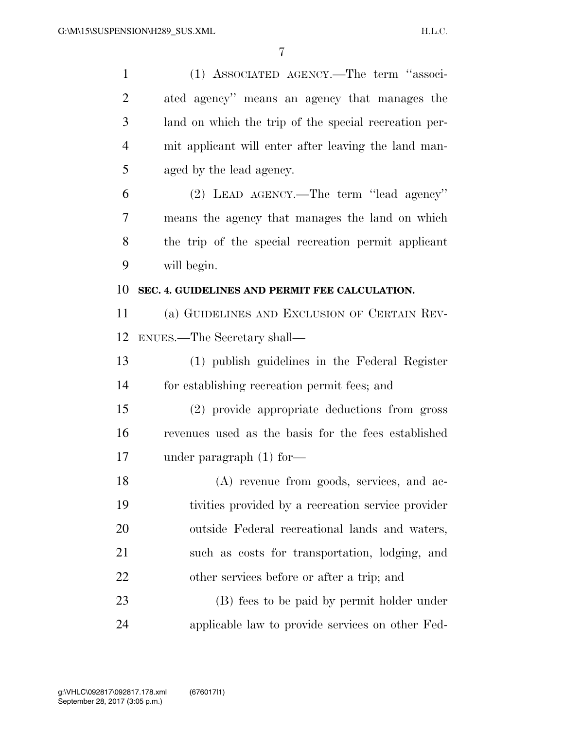(1) ASSOCIATED AGENCY.—The term "associated agency" means an agency that manages the land on which the trip of the special recreation permit applicant will enter after leaving the land managed by the lead agency.

(2) LEAD AGENCY.—The term "lead agency" means the agency that manages the land on which the trip of the special recreation permit applicant will begin.

**SEC. 4. GUIDELINES AND PERMIT FEE CALCULATION.**

(a) GUIDELINES AND EXCLUSION OF CERTAIN REVENUES.—The Secretary shall—

(1) publish guidelines in the Federal Register for establishing recreation permit fees; and

(2) provide appropriate deductions from gross revenues used as the basis for the fees established under paragraph (1) for—

(A) revenue from goods, services, and activities provided by a recreation service provider outside Federal recreational lands and waters, such as costs for transportation, lodging, and other services before or after a trip; and

(B) fees to be paid by permit holder under applicable law to provide services on other Fed-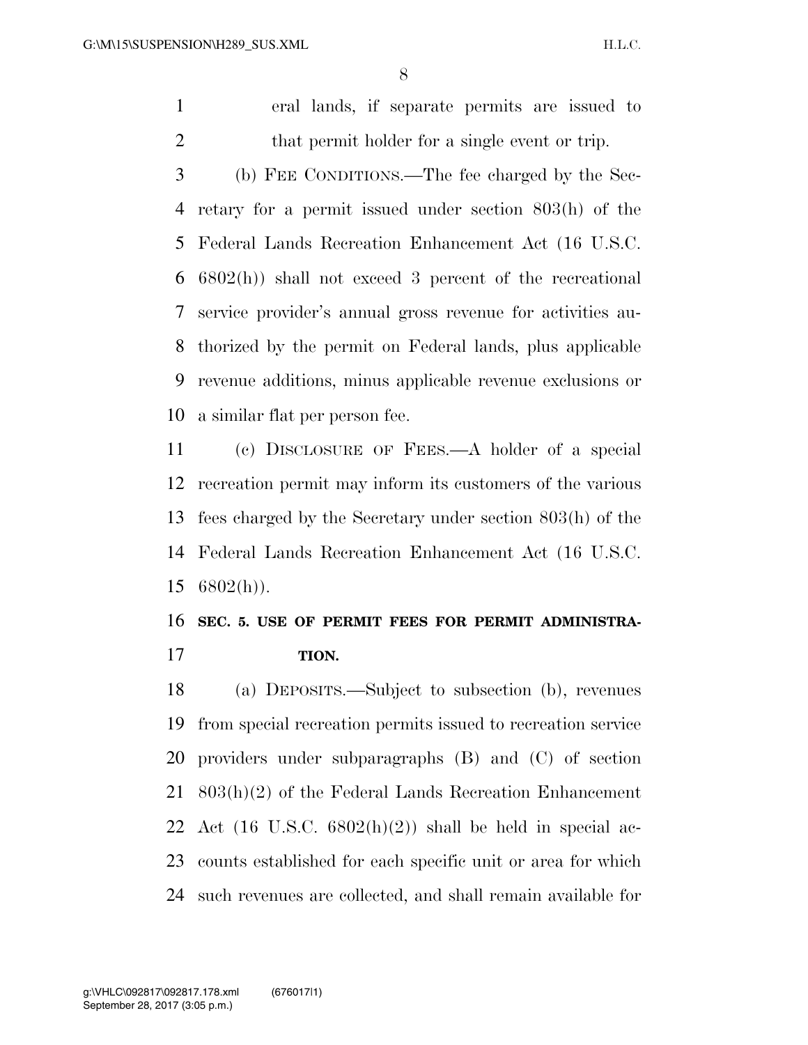eral lands, if separate permits are issued to that permit holder for a single event or trip.

(b) FEE CONDITIONS.—The fee charged by the Secretary for a permit issued under section 803(h) of the Federal Lands Recreation Enhancement Act (16 U.S.C. 6802(h)) shall not exceed 3 percent of the recreational service provider's annual gross revenue for activities authorized by the permit on Federal lands, plus applicable revenue additions, minus applicable revenue exclusions or a similar flat per person fee.

(c) DISCLOSURE OF FEES.—A holder of a special recreation permit may inform its customers of the various fees charged by the Secretary under section 803(h) of the Federal Lands Recreation Enhancement Act (16 U.S.C. 6802(h)).

## SEC. 5. USE OF PERMIT FEES FOR PERMIT ADMINISTRATION.

(a) DEPOSITS.—Subject to subsection (b), revenues from special recreation permits issued to recreation service providers under subparagraphs (B) and (C) of section 803(h)(2) of the Federal Lands Recreation Enhancement Act (16 U.S.C. 6802(h)(2)) shall be held in special accounts established for each specific unit or area for which such revenues are collected, and shall remain available for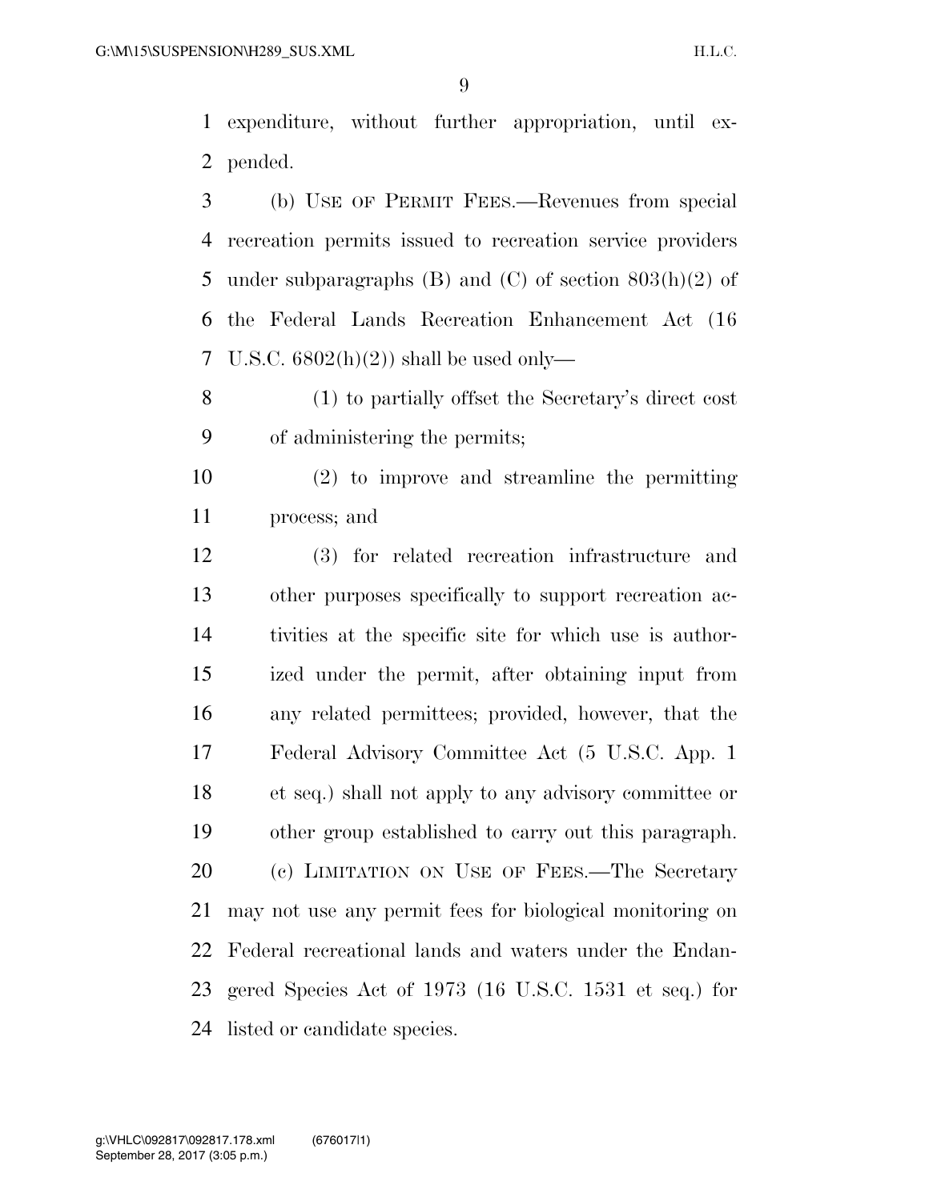expenditure, without further appropriation, until expended.

(b) USE OF PERMIT FEES.—Revenues from special recreation permits issued to recreation service providers under subparagraphs (B) and (C) of section 803(h)(2) of the Federal Lands Recreation Enhancement Act (16 U.S.C. 6802(h)(2)) shall be used only—

(1) to partially offset the Secretary's direct cost of administering the permits;

(2) to improve and streamline the permitting process; and

(3) for related recreation infrastructure and other purposes specifically to support recreation activities at the specific site for which use is authorized under the permit, after obtaining input from any related permittees; provided, however, that the Federal Advisory Committee Act (5 U.S.C. App. 1 et seq.) shall not apply to any advisory committee or other group established to carry out this paragraph.

(c) LIMITATION ON USE OF FEES.—The Secretary may not use any permit fees for biological monitoring on Federal recreational lands and waters under the Endangered Species Act of 1973 (16 U.S.C. 1531 et seq.) for listed or candidate species.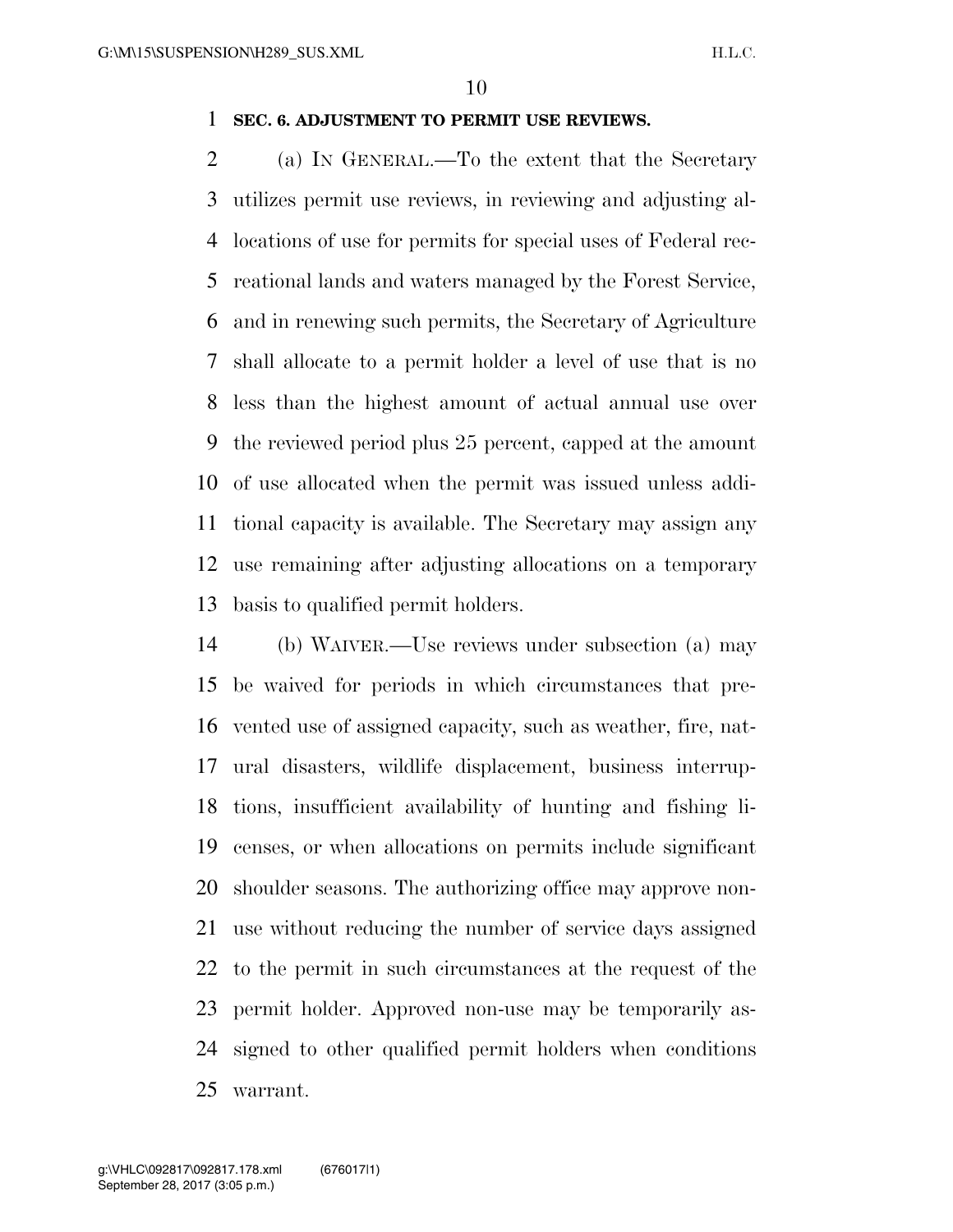**SEC. 6. ADJUSTMENT TO PERMIT USE REVIEWS.**

(a) IN GENERAL.—To the extent that the Secretary utilizes permit use reviews, in reviewing and adjusting allocations of use for permits for special uses of Federal recreational lands and waters managed by the Forest Service, and in renewing such permits, the Secretary of Agriculture shall allocate to a permit holder a level of use that is no less than the highest amount of actual annual use over the reviewed period plus 25 percent, capped at the amount of use allocated when the permit was issued unless additional capacity is available. The Secretary may assign any use remaining after adjusting allocations on a temporary basis to qualified permit holders.

(b) WAIVER.—Use reviews under subsection (a) may be waived for periods in which circumstances that prevented use of assigned capacity, such as weather, fire, natural disasters, wildlife displacement, business interruptions, insufficient availability of hunting and fishing licenses, or when allocations on permits include significant shoulder seasons. The authorizing office may approve non-use without reducing the number of service days assigned to the permit in such circumstances at the request of the permit holder. Approved non-use may be temporarily assigned to other qualified permit holders when conditions warrant.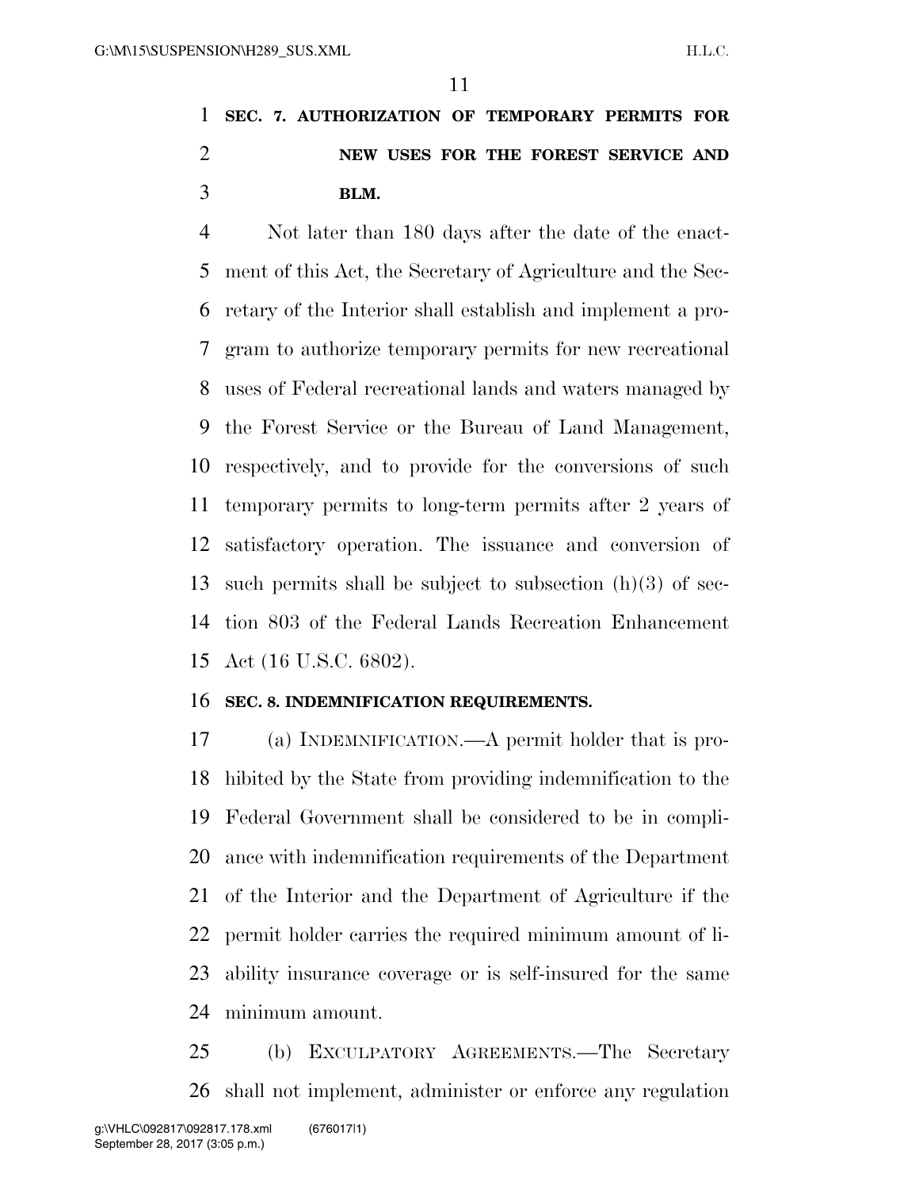**SEC. 7. AUTHORIZATION OF TEMPORARY PERMITS FOR NEW USES FOR THE FOREST SERVICE AND BLM.**

Not later than 180 days after the date of the enactment of this Act, the Secretary of Agriculture and the Secretary of the Interior shall establish and implement a program to authorize temporary permits for new recreational uses of Federal recreational lands and waters managed by the Forest Service or the Bureau of Land Management, respectively, and to provide for the conversions of such temporary permits to long-term permits after 2 years of satisfactory operation. The issuance and conversion of such permits shall be subject to subsection (h)(3) of section 803 of the Federal Lands Recreation Enhancement Act (16 U.S.C. 6802).

**SEC. 8. INDEMNIFICATION REQUIREMENTS.**

(a) INDEMNIFICATION.—A permit holder that is prohibited by the State from providing indemnification to the Federal Government shall be considered to be in compliance with indemnification requirements of the Department of the Interior and the Department of Agriculture if the permit holder carries the required minimum amount of liability insurance coverage or is self-insured for the same minimum amount.

(b) EXCULPATORY AGREEMENTS.—The Secretary shall not implement, administer or enforce any regulation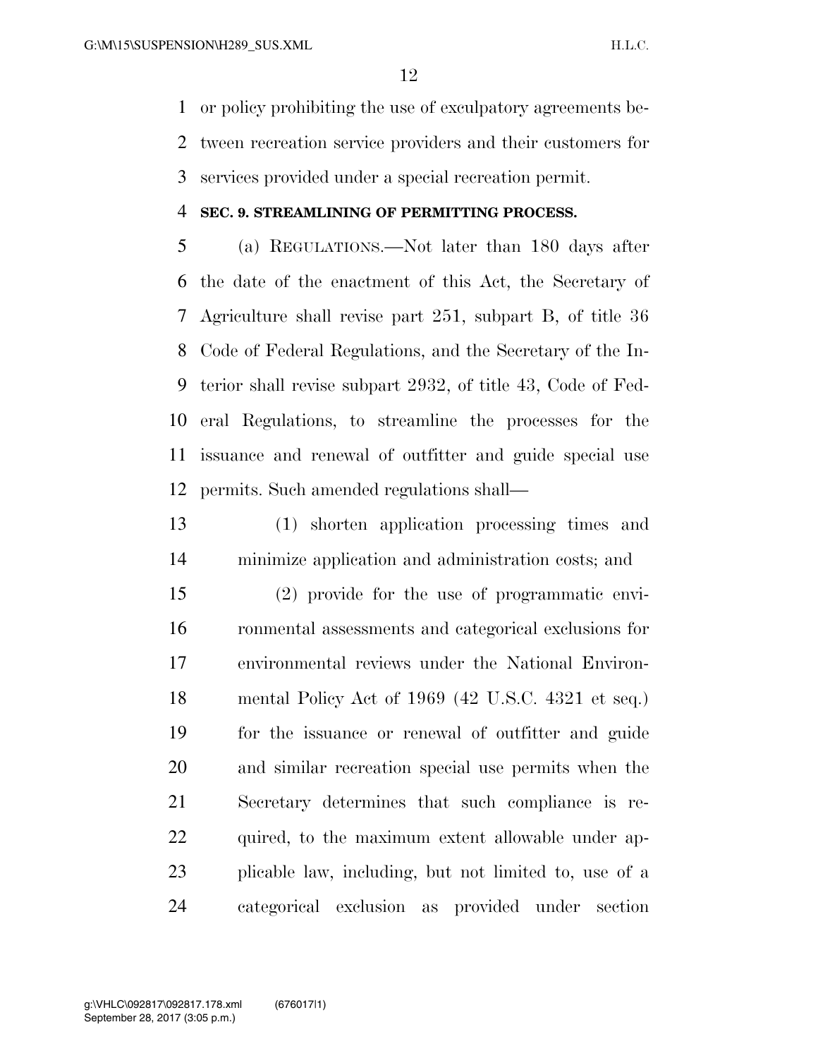or policy prohibiting the use of exculpatory agreements between recreation service providers and their customers for services provided under a special recreation permit.

### SEC. 9. STREAMLINING OF PERMITTING PROCESS.

(a) REGULATIONS.—Not later than 180 days after the date of the enactment of this Act, the Secretary of Agriculture shall revise part 251, subpart B, of title 36 Code of Federal Regulations, and the Secretary of the Interior shall revise subpart 2932, of title 43, Code of Federal Regulations, to streamline the processes for the issuance and renewal of outfitter and guide special use permits. Such amended regulations shall—

(1) shorten application processing times and minimize application and administration costs; and

(2) provide for the use of programmatic environmental assessments and categorical exclusions for environmental reviews under the National Environmental Policy Act of 1969 (42 U.S.C. 4321 et seq.) for the issuance or renewal of outfitter and guide and similar recreation special use permits when the Secretary determines that such compliance is required, to the maximum extent allowable under applicable law, including, but not limited to, use of a categorical exclusion as provided under section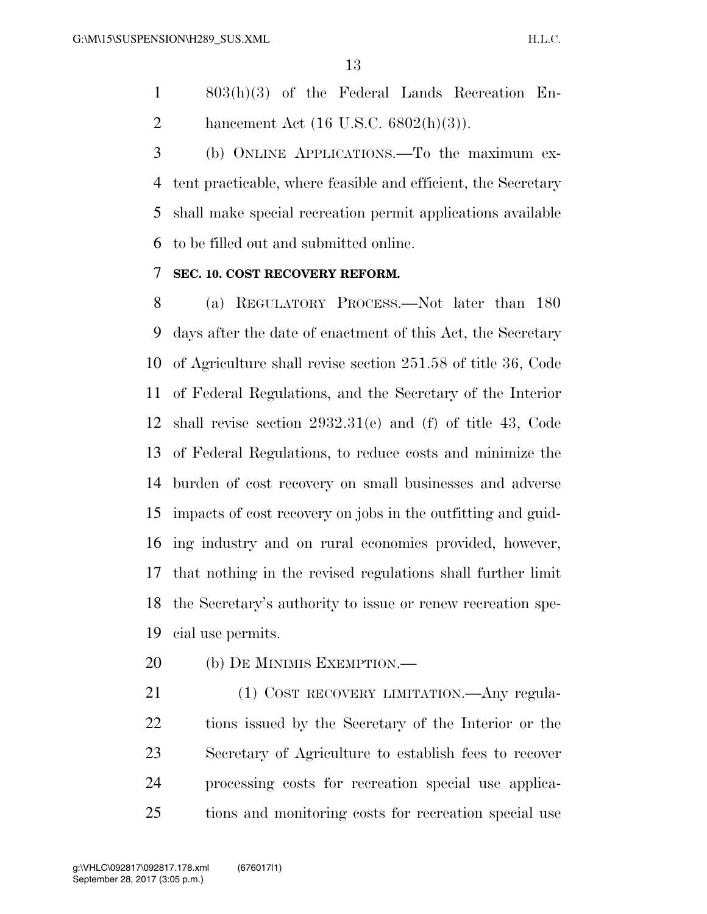803(h)(3) of the Federal Lands Recreation Enhancement Act (16 U.S.C. 6802(h)(3)).

(b) ONLINE APPLICATIONS.—To the maximum extent practicable, where feasible and efficient, the Secretary shall make special recreation permit applications available to be filled out and submitted online.

**SEC. 10. COST RECOVERY REFORM.**

(a) REGULATORY PROCESS.—Not later than 180 days after the date of enactment of this Act, the Secretary of Agriculture shall revise section 251.58 of title 36, Code of Federal Regulations, and the Secretary of the Interior shall revise section 2932.31(e) and (f) of title 43, Code of Federal Regulations, to reduce costs and minimize the burden of cost recovery on small businesses and adverse impacts of cost recovery on jobs in the outfitting and guiding industry and on rural economies provided, however, that nothing in the revised regulations shall further limit the Secretary's authority to issue or renew recreation special use permits.

(b) DE MINIMIS EXEMPTION.—

(1) COST RECOVERY LIMITATION.—Any regulations issued by the Secretary of the Interior or the Secretary of Agriculture to establish fees to recover processing costs for recreation special use applications and monitoring costs for recreation special use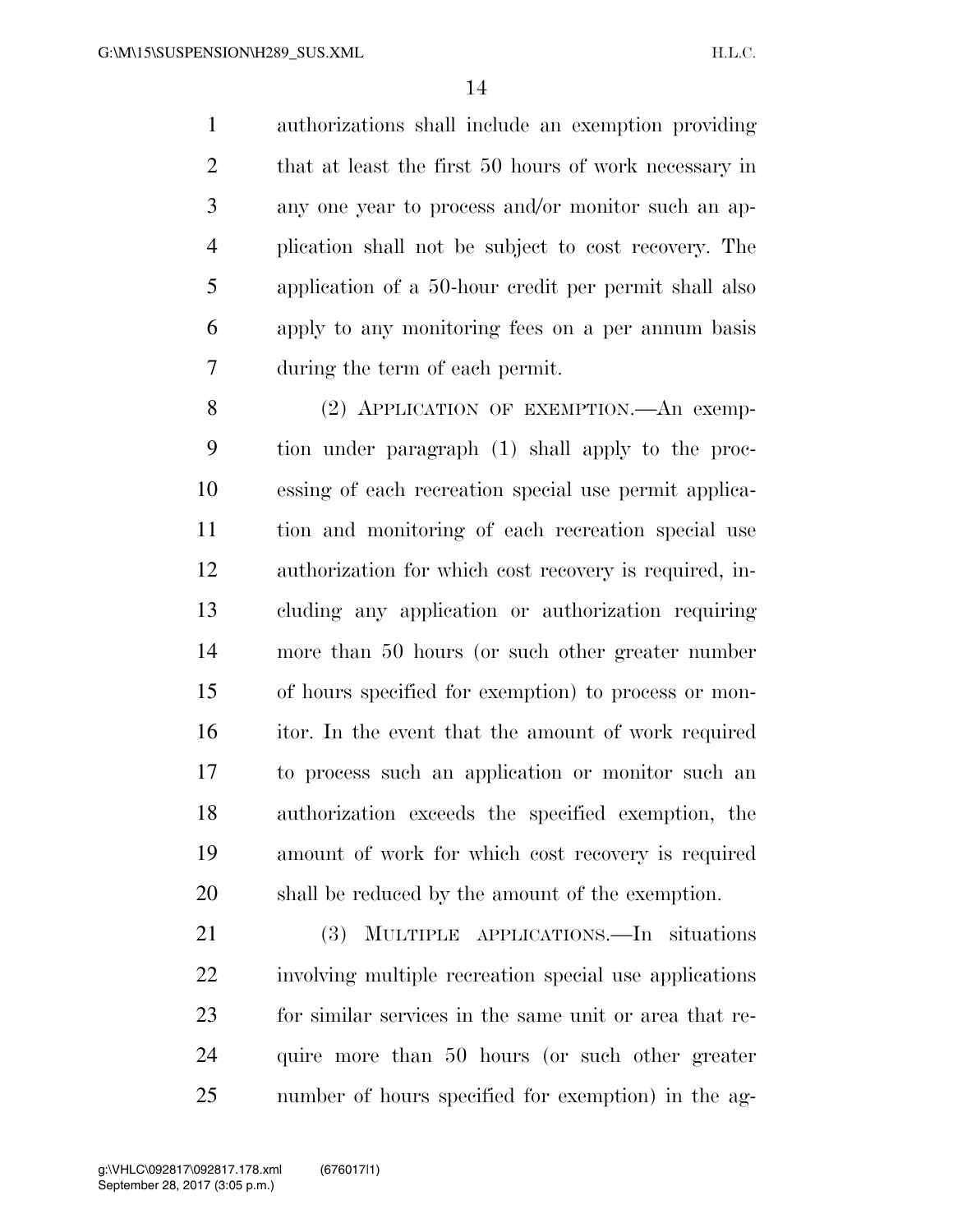authorizations shall include an exemption providing that at least the first 50 hours of work necessary in any one year to process and/or monitor such an application shall not be subject to cost recovery. The application of a 50-hour credit per permit shall also apply to any monitoring fees on a per annum basis during the term of each permit.

(2) APPLICATION OF EXEMPTION.—An exemption under paragraph (1) shall apply to the processing of each recreation special use permit application and monitoring of each recreation special use authorization for which cost recovery is required, including any application or authorization requiring more than 50 hours (or such other greater number of hours specified for exemption) to process or monitor. In the event that the amount of work required to process such an application or monitor such an authorization exceeds the specified exemption, the amount of work for which cost recovery is required shall be reduced by the amount of the exemption.

(3) MULTIPLE APPLICATIONS.—In situations involving multiple recreation special use applications for similar services in the same unit or area that require more than 50 hours (or such other greater number of hours specified for exemption) in the ag-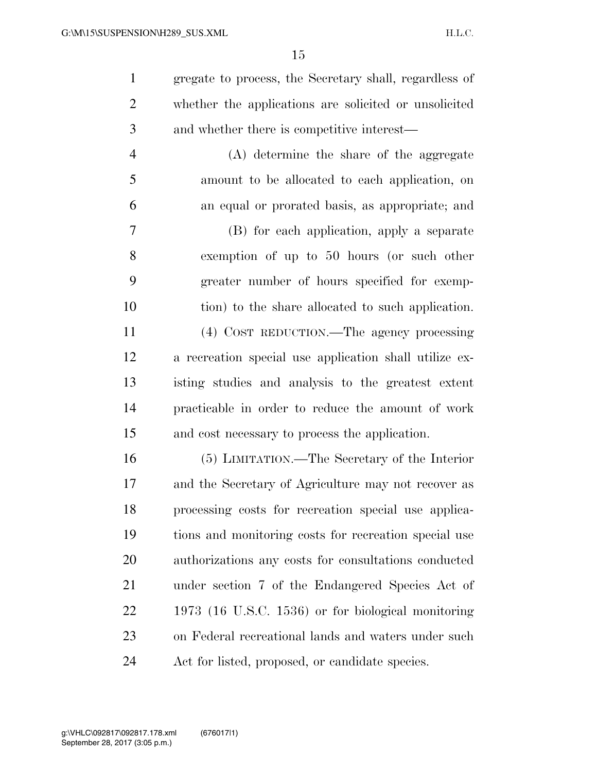gregate to process, the Secretary shall, regardless of whether the applications are solicited or unsolicited and whether there is competitive interest—

(A) determine the share of the aggregate amount to be allocated to each application, on an equal or prorated basis, as appropriate; and

(B) for each application, apply a separate exemption of up to 50 hours (or such other greater number of hours specified for exemption) to the share allocated to such application.

(4) COST REDUCTION.—The agency processing a recreation special use application shall utilize existing studies and analysis to the greatest extent practicable in order to reduce the amount of work and cost necessary to process the application.

(5) LIMITATION.—The Secretary of the Interior and the Secretary of Agriculture may not recover as processing costs for recreation special use applications and monitoring costs for recreation special use authorizations any costs for consultations conducted under section 7 of the Endangered Species Act of 1973 (16 U.S.C. 1536) or for biological monitoring on Federal recreational lands and waters under such Act for listed, proposed, or candidate species.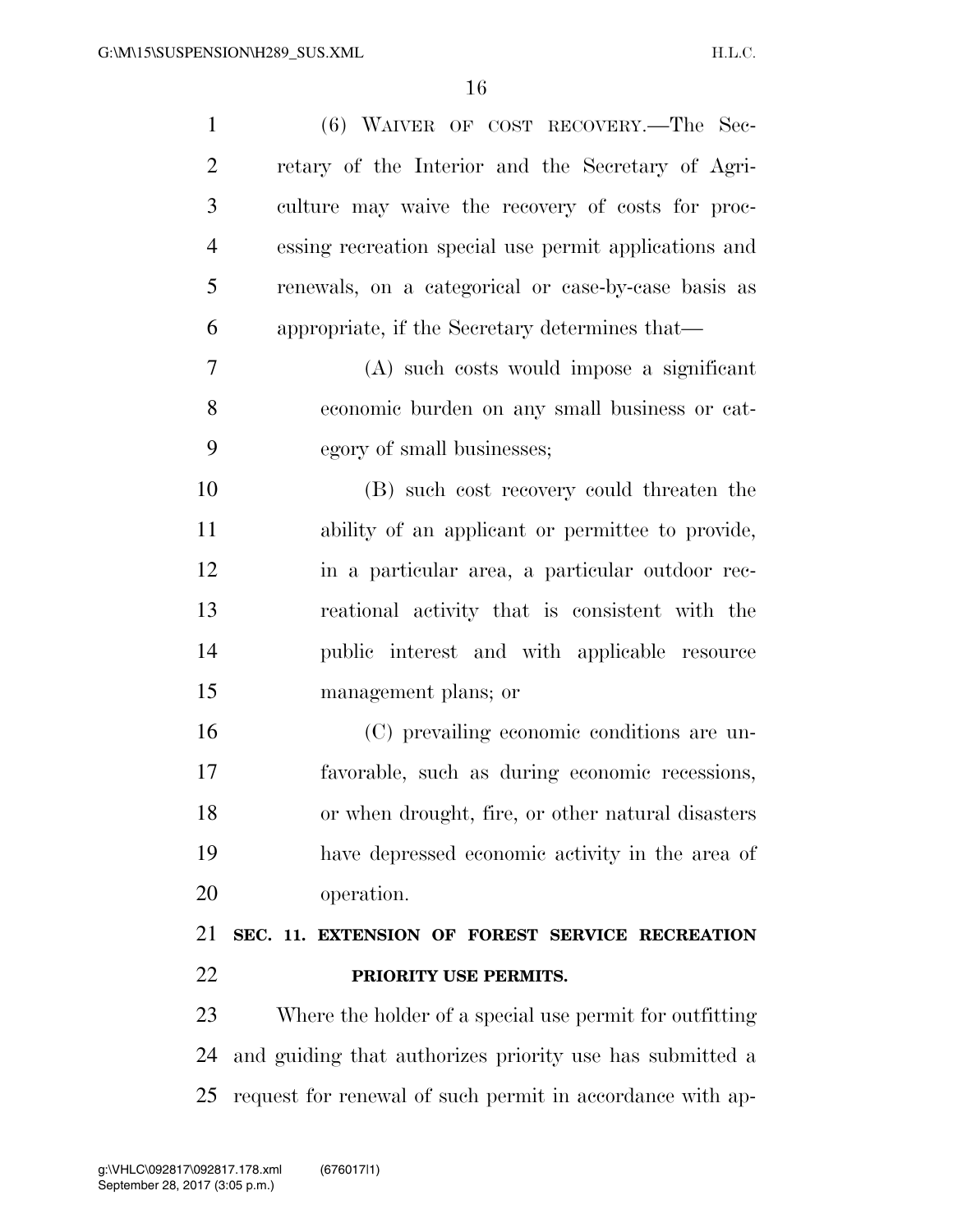(6) WAIVER OF COST RECOVERY.—The Secretary of the Interior and the Secretary of Agriculture may waive the recovery of costs for processing recreation special use permit applications and renewals, on a categorical or case-by-case basis as appropriate, if the Secretary determines that—

(A) such costs would impose a significant economic burden on any small business or category of small businesses;

(B) such cost recovery could threaten the ability of an applicant or permittee to provide, in a particular area, a particular outdoor recreational activity that is consistent with the public interest and with applicable resource management plans; or

(C) prevailing economic conditions are unfavorable, such as during economic recessions, or when drought, fire, or other natural disasters have depressed economic activity in the area of operation.

## SEC. 11. EXTENSION OF FOREST SERVICE RECREATION PRIORITY USE PERMITS.

Where the holder of a special use permit for outfitting and guiding that authorizes priority use has submitted a request for renewal of such permit in accordance with ap-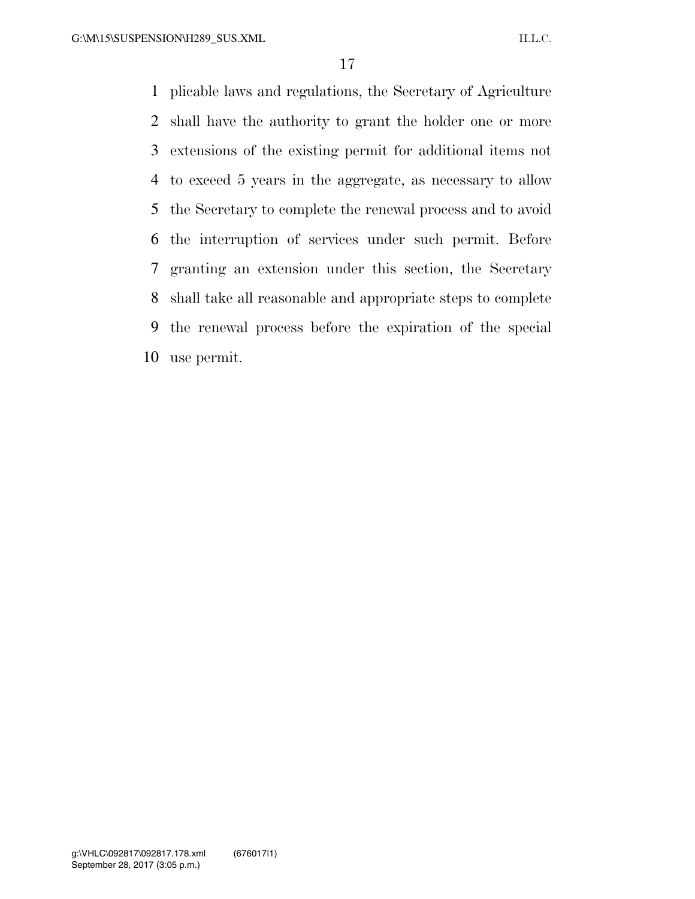plicable laws and regulations, the Secretary of Agriculture shall have the authority to grant the holder one or more extensions of the existing permit for additional items not to exceed 5 years in the aggregate, as necessary to allow the Secretary to complete the renewal process and to avoid the interruption of services under such permit. Before granting an extension under this section, the Secretary shall take all reasonable and appropriate steps to complete the renewal process before the expiration of the special use permit.